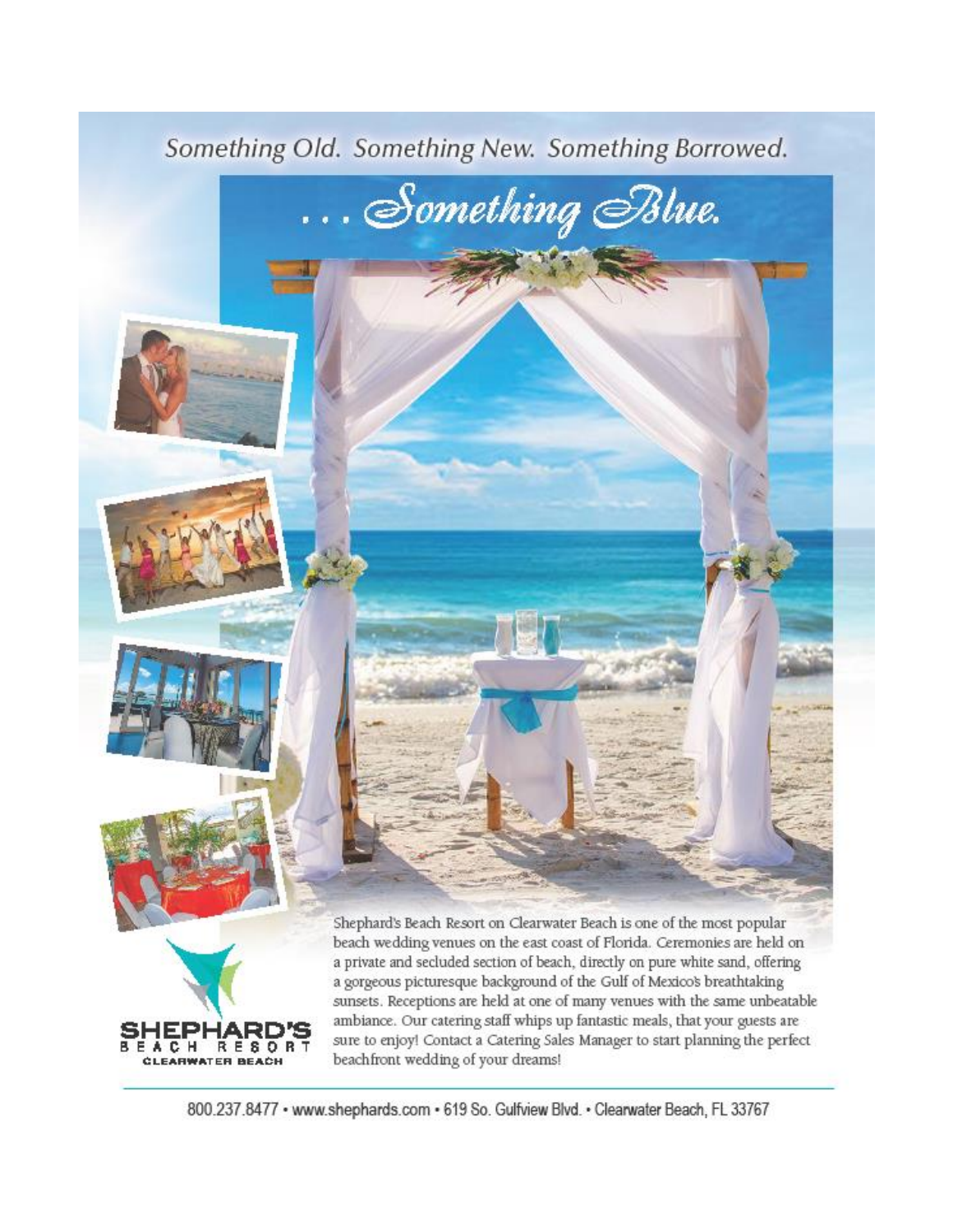*Something Old. Something New. Something Borrowed.*

# *. . . Something Blue.*

Shephard's Beach Resort on Clearwater Beach is one of the most popular beach wedding venues on the east coast of Florida. Ceremonies are held on a private and secluded section of beach, directly on pure white sand, offering a gorgeous picturesque background of the Gulf of Mexico's breathtaking sunsets. Receptions are held at one of many venues with the same unbeatable ambiance. Our catering staff whips up fantastic meals, that your guests are sure to enjoy! Contact a Catering Sales Manager to start planning the perfect beachfront wedding of your dreams!

**SHEPHARD'S**
BEACH RESORT
CLEARWATER BEACH

800.237.8477 • www.shephards.com • 619 So. Gulfview Blvd. • Clearwater Beach, FL 33767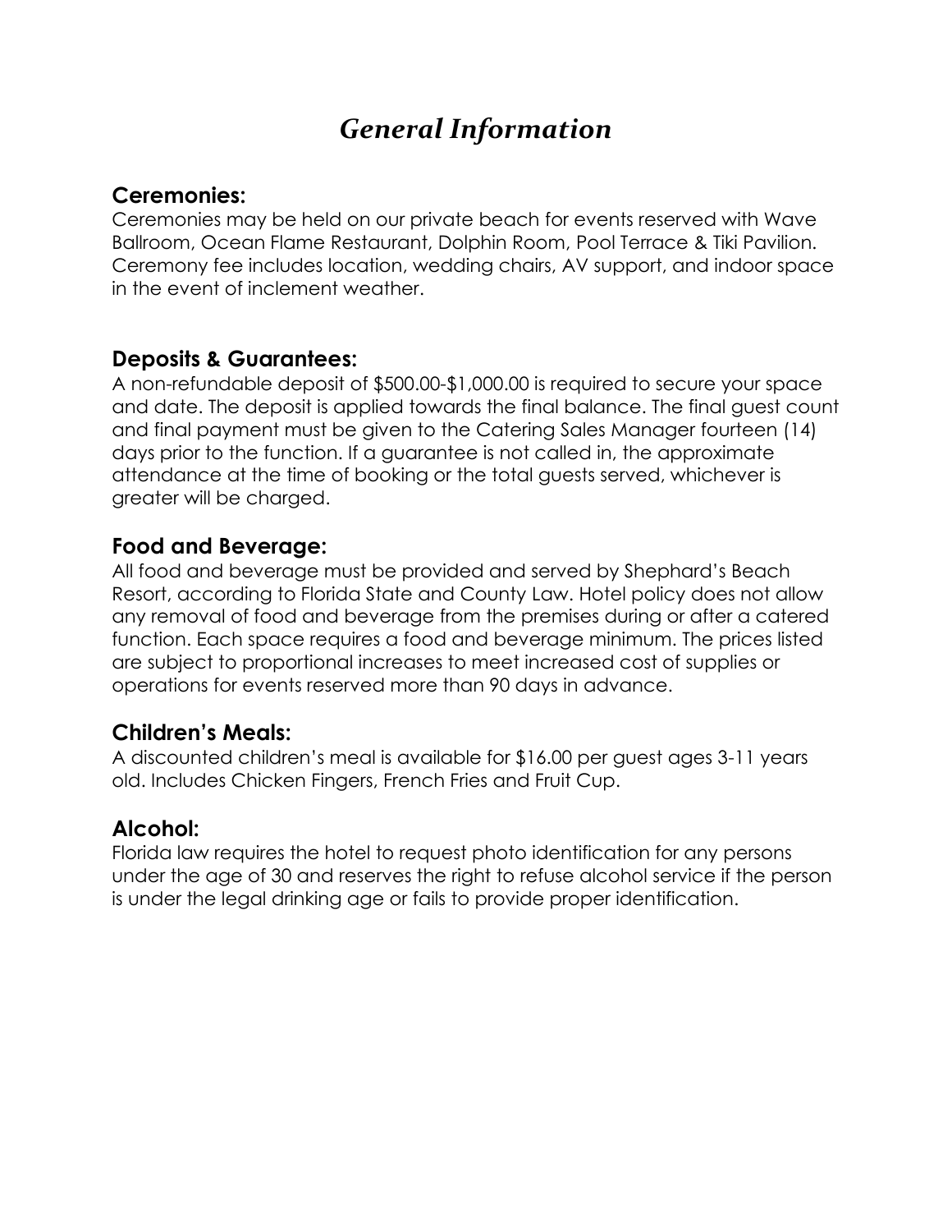# *General Information*

## Ceremonies:

Ceremonies may be held on our private beach for events reserved with Wave Ballroom, Ocean Flame Restaurant, Dolphin Room, Pool Terrace & Tiki Pavilion. Ceremony fee includes location, wedding chairs, AV support, and indoor space in the event of inclement weather.

## Deposits & Guarantees:

A non-refundable deposit of $500.00-$1,000.00 is required to secure your space and date. The deposit is applied towards the final balance. The final guest count and final payment must be given to the Catering Sales Manager fourteen (14) days prior to the function. If a guarantee is not called in, the approximate attendance at the time of booking or the total guests served, whichever is greater will be charged.

## Food and Beverage:

All food and beverage must be provided and served by Shephard's Beach Resort, according to Florida State and County Law. Hotel policy does not allow any removal of food and beverage from the premises during or after a catered function. Each space requires a food and beverage minimum. The prices listed are subject to proportional increases to meet increased cost of supplies or operations for events reserved more than 90 days in advance.

## Children's Meals:

A discounted children's meal is available for $16.00 per guest ages 3-11 years old. Includes Chicken Fingers, French Fries and Fruit Cup.

## Alcohol:

Florida law requires the hotel to request photo identification for any persons under the age of 30 and reserves the right to refuse alcohol service if the person is under the legal drinking age or fails to provide proper identification.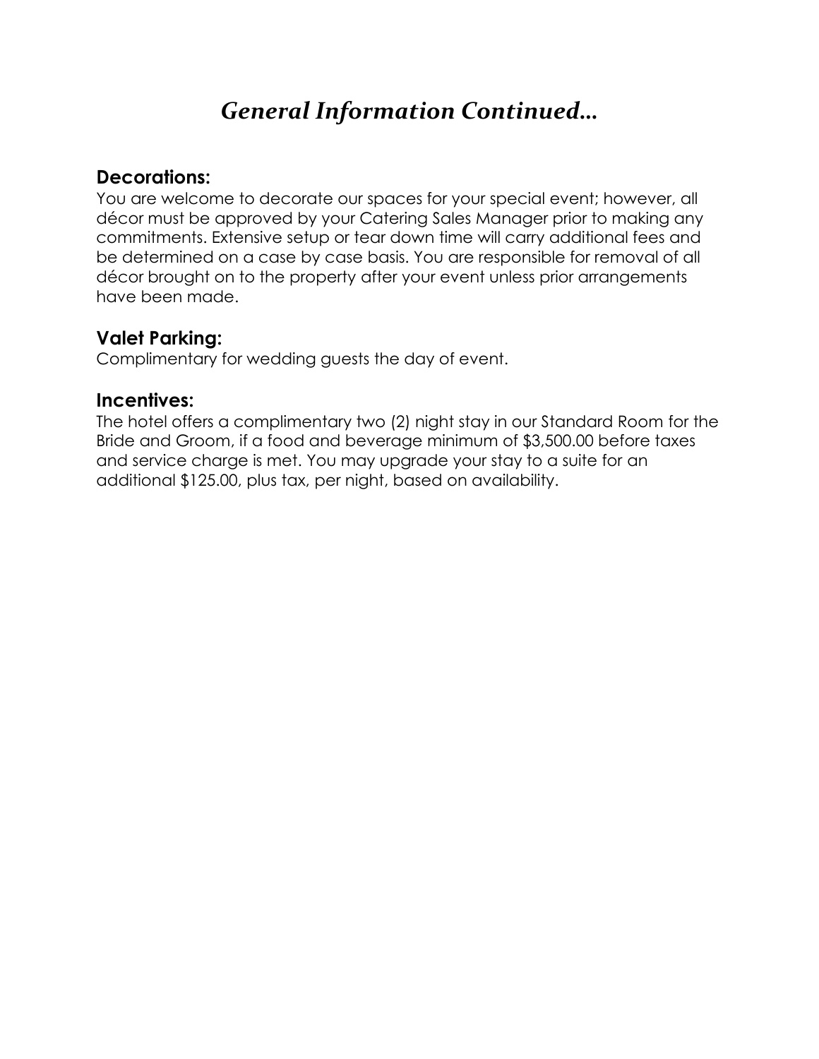# *General Information Continued…*

## Decorations:

You are welcome to decorate our spaces for your special event; however, all décor must be approved by your Catering Sales Manager prior to making any commitments. Extensive setup or tear down time will carry additional fees and be determined on a case by case basis. You are responsible for removal of all décor brought on to the property after your event unless prior arrangements have been made.

## Valet Parking:

Complimentary for wedding guests the day of event.

## Incentives:

The hotel offers a complimentary two (2) night stay in our Standard Room for the Bride and Groom, if a food and beverage minimum of $3,500.00 before taxes and service charge is met. You may upgrade your stay to a suite for an additional $125.00, plus tax, per night, based on availability.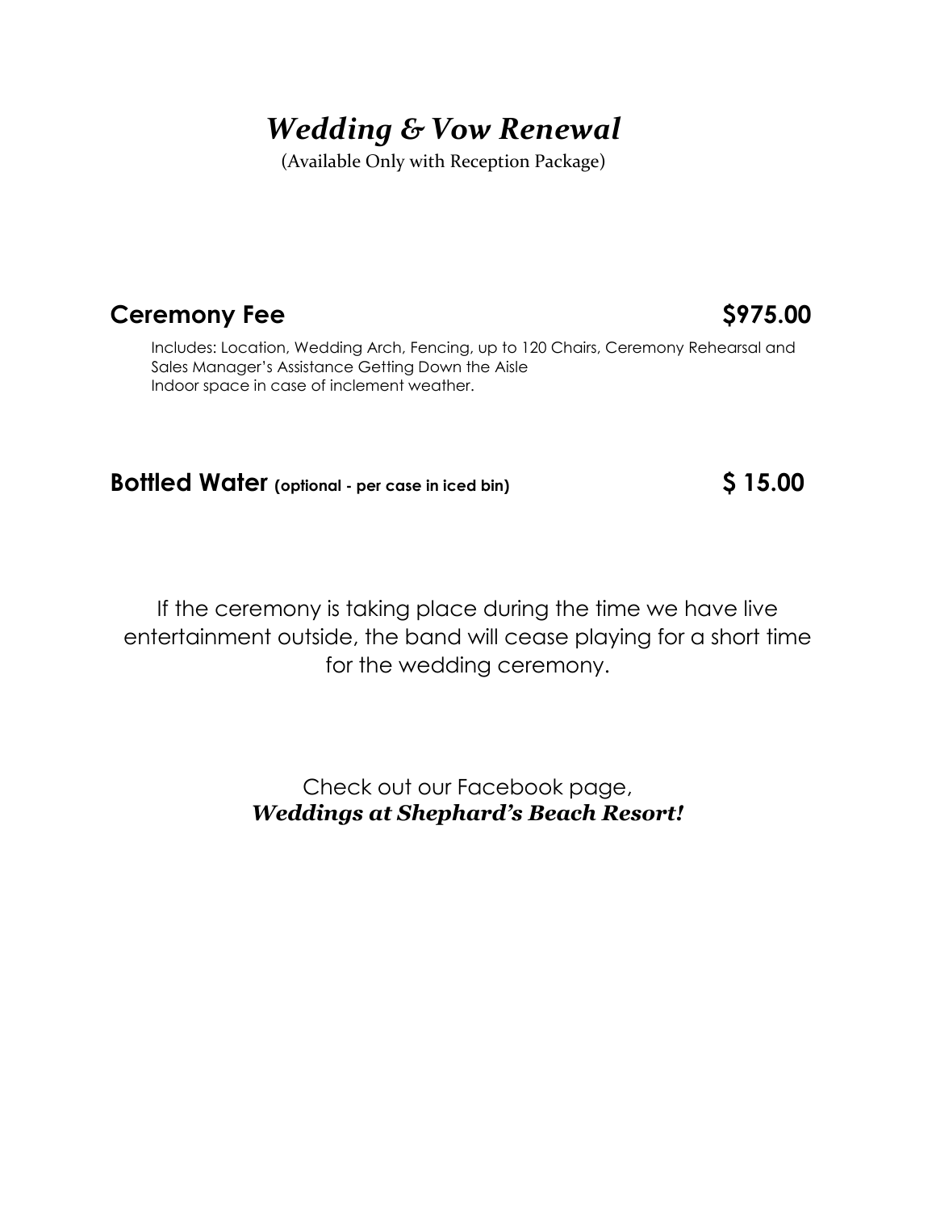# *Wedding & Vow Renewal*

(Available Only with Reception Package)

## Ceremony Fee $975.00

Includes: Location, Wedding Arch, Fencing, up to 120 Chairs, Ceremony Rehearsal and Sales Manager's Assistance Getting Down the Aisle
Indoor space in case of inclement weather.

## Bottled Water (optional - per case in iced bin) $ 15.00

If the ceremony is taking place during the time we have live entertainment outside, the band will cease playing for a short time for the wedding ceremony.

Check out our Facebook page,
***Weddings at Shephard's Beach Resort!***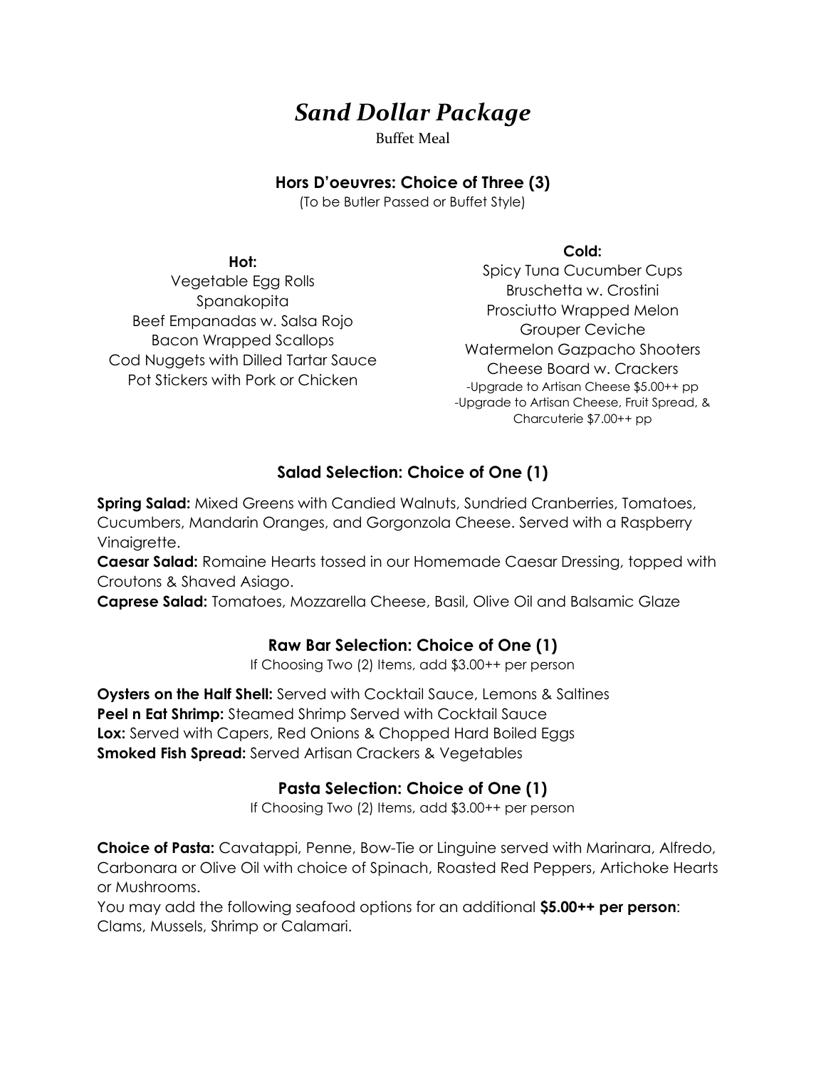# *Sand Dollar Package*

Buffet Meal

### Hors D'oeuvres: Choice of Three (3)

(To be Butler Passed or Buffet Style)

**Hot:**

Vegetable Egg Rolls
Spanakopita
Beef Empanadas w. Salsa Rojo
Bacon Wrapped Scallops
Cod Nuggets with Dilled Tartar Sauce
Pot Stickers with Pork or Chicken

**Cold:**

Spicy Tuna Cucumber Cups
Bruschetta w. Crostini
Prosciutto Wrapped Melon
Grouper Ceviche
Watermelon Gazpacho Shooters
Cheese Board w. Crackers
-Upgrade to Artisan Cheese $5.00++ pp
-Upgrade to Artisan Cheese, Fruit Spread, & Charcuterie $7.00++ pp

### Salad Selection: Choice of One (1)

**Spring Salad:** Mixed Greens with Candied Walnuts, Sundried Cranberries, Tomatoes, Cucumbers, Mandarin Oranges, and Gorgonzola Cheese. Served with a Raspberry Vinaigrette.
**Caesar Salad:** Romaine Hearts tossed in our Homemade Caesar Dressing, topped with Croutons & Shaved Asiago.
**Caprese Salad:** Tomatoes, Mozzarella Cheese, Basil, Olive Oil and Balsamic Glaze

### Raw Bar Selection: Choice of One (1)

If Choosing Two (2) Items, add $3.00++ per person

**Oysters on the Half Shell:** Served with Cocktail Sauce, Lemons & Saltines
**Peel n Eat Shrimp:** Steamed Shrimp Served with Cocktail Sauce
**Lox:** Served with Capers, Red Onions & Chopped Hard Boiled Eggs
**Smoked Fish Spread:** Served Artisan Crackers & Vegetables

### Pasta Selection: Choice of One (1)

If Choosing Two (2) Items, add $3.00++ per person

**Choice of Pasta:** Cavatappi, Penne, Bow-Tie or Linguine served with Marinara, Alfredo, Carbonara or Olive Oil with choice of Spinach, Roasted Red Peppers, Artichoke Hearts or Mushrooms.
You may add the following seafood options for an additional **$5.00++ per person**: Clams, Mussels, Shrimp or Calamari.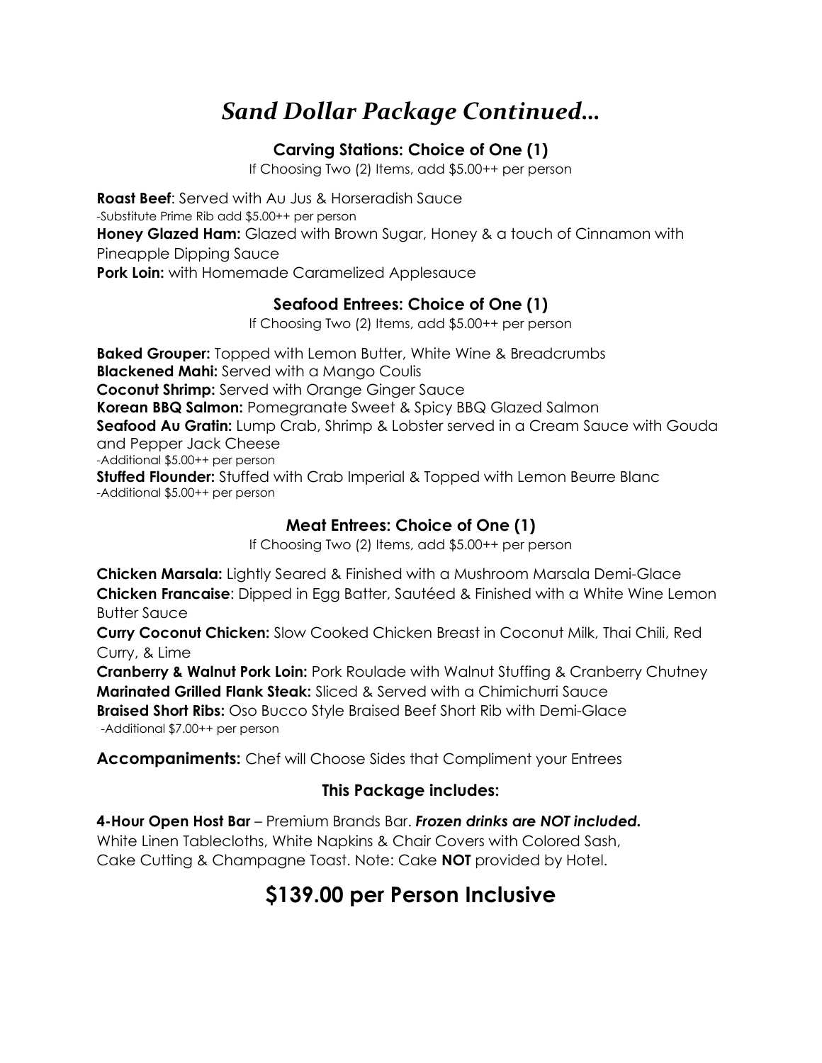# *Sand Dollar Package Continued…*

## Carving Stations: Choice of One (1)

If Choosing Two (2) Items, add $5.00++ per person

**Roast Beef**: Served with Au Jus & Horseradish Sauce
-Substitute Prime Rib add $5.00++ per person
**Honey Glazed Ham:** Glazed with Brown Sugar, Honey & a touch of Cinnamon with Pineapple Dipping Sauce
**Pork Loin:** with Homemade Caramelized Applesauce

## Seafood Entrees: Choice of One (1)

If Choosing Two (2) Items, add $5.00++ per person

**Baked Grouper:** Topped with Lemon Butter, White Wine & Breadcrumbs
**Blackened Mahi:** Served with a Mango Coulis
**Coconut Shrimp:** Served with Orange Ginger Sauce
**Korean BBQ Salmon:** Pomegranate Sweet & Spicy BBQ Glazed Salmon
**Seafood Au Gratin:** Lump Crab, Shrimp & Lobster served in a Cream Sauce with Gouda and Pepper Jack Cheese
-Additional $5.00++ per person
**Stuffed Flounder:** Stuffed with Crab Imperial & Topped with Lemon Beurre Blanc
-Additional $5.00++ per person

## Meat Entrees: Choice of One (1)

If Choosing Two (2) Items, add $5.00++ per person

**Chicken Marsala:** Lightly Seared & Finished with a Mushroom Marsala Demi-Glace
**Chicken Francaise**: Dipped in Egg Batter, Sautéed & Finished with a White Wine Lemon Butter Sauce
**Curry Coconut Chicken:** Slow Cooked Chicken Breast in Coconut Milk, Thai Chili, Red Curry, & Lime
**Cranberry & Walnut Pork Loin:** Pork Roulade with Walnut Stuffing & Cranberry Chutney
**Marinated Grilled Flank Steak:** Sliced & Served with a Chimichurri Sauce
**Braised Short Ribs:** Oso Bucco Style Braised Beef Short Rib with Demi-Glace
-Additional $7.00++ per person

**Accompaniments:** Chef will Choose Sides that Compliment your Entrees

## This Package includes:

**4-Hour Open Host Bar** – Premium Brands Bar. ***Frozen drinks are NOT included.***
White Linen Tablecloths, White Napkins & Chair Covers with Colored Sash,
Cake Cutting & Champagne Toast. Note: Cake **NOT** provided by Hotel.

# $139.00 per Person Inclusive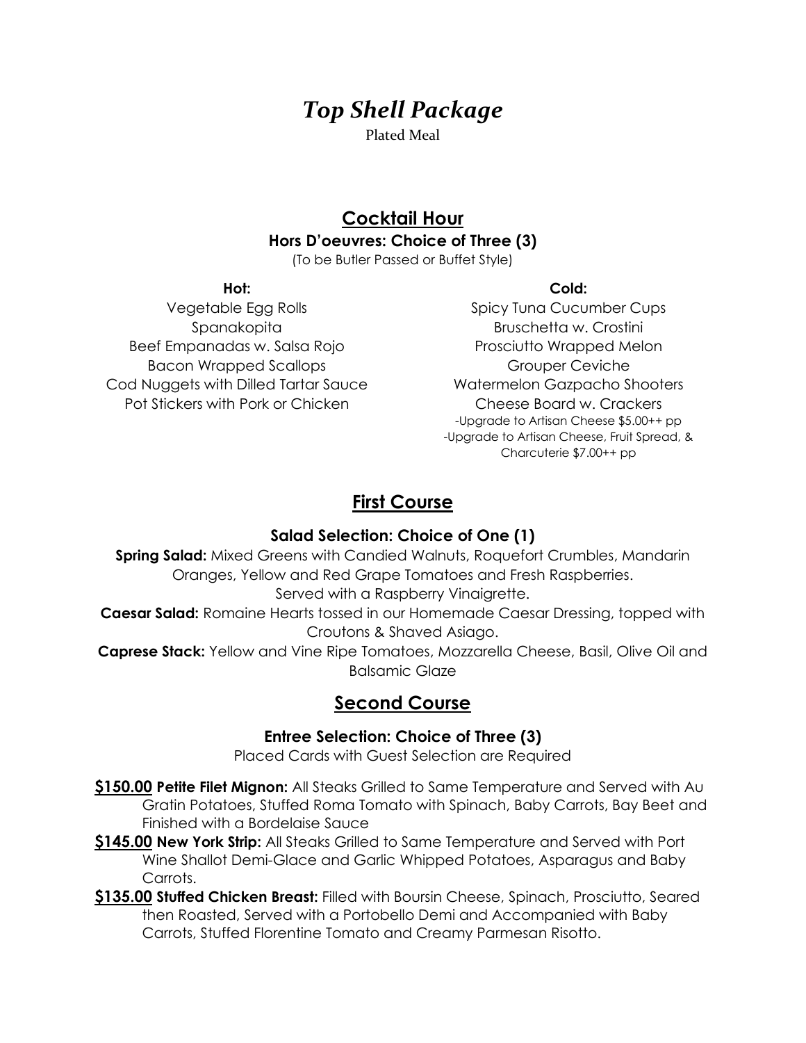# *Top Shell Package*

Plated Meal

## Cocktail Hour

### Hors D'oeuvres: Choice of Three (3)

(To be Butler Passed or Buffet Style)

**Hot:**

Vegetable Egg Rolls
Spanakopita
Beef Empanadas w. Salsa Rojo
Bacon Wrapped Scallops
Cod Nuggets with Dilled Tartar Sauce
Pot Stickers with Pork or Chicken

**Cold:**

Spicy Tuna Cucumber Cups
Bruschetta w. Crostini
Prosciutto Wrapped Melon
Grouper Ceviche
Watermelon Gazpacho Shooters
Cheese Board w. Crackers
-Upgrade to Artisan Cheese $5.00++ pp
-Upgrade to Artisan Cheese, Fruit Spread, & Charcuterie $7.00++ pp

## First Course

### Salad Selection: Choice of One (1)

**Spring Salad:** Mixed Greens with Candied Walnuts, Roquefort Crumbles, Mandarin Oranges, Yellow and Red Grape Tomatoes and Fresh Raspberries. Served with a Raspberry Vinaigrette.

**Caesar Salad:** Romaine Hearts tossed in our Homemade Caesar Dressing, topped with Croutons & Shaved Asiago.

**Caprese Stack:** Yellow and Vine Ripe Tomatoes, Mozzarella Cheese, Basil, Olive Oil and Balsamic Glaze

## Second Course

### Entree Selection: Choice of Three (3)

Placed Cards with Guest Selection are Required

**$150.00** **Petite Filet Mignon:** All Steaks Grilled to Same Temperature and Served with Au Gratin Potatoes, Stuffed Roma Tomato with Spinach, Baby Carrots, Bay Beet and Finished with a Bordelaise Sauce

**$145.00** **New York Strip:** All Steaks Grilled to Same Temperature and Served with Port Wine Shallot Demi-Glace and Garlic Whipped Potatoes, Asparagus and Baby Carrots.

**$135.00** **Stuffed Chicken Breast:** Filled with Boursin Cheese, Spinach, Prosciutto, Seared then Roasted, Served with a Portobello Demi and Accompanied with Baby Carrots, Stuffed Florentine Tomato and Creamy Parmesan Risotto.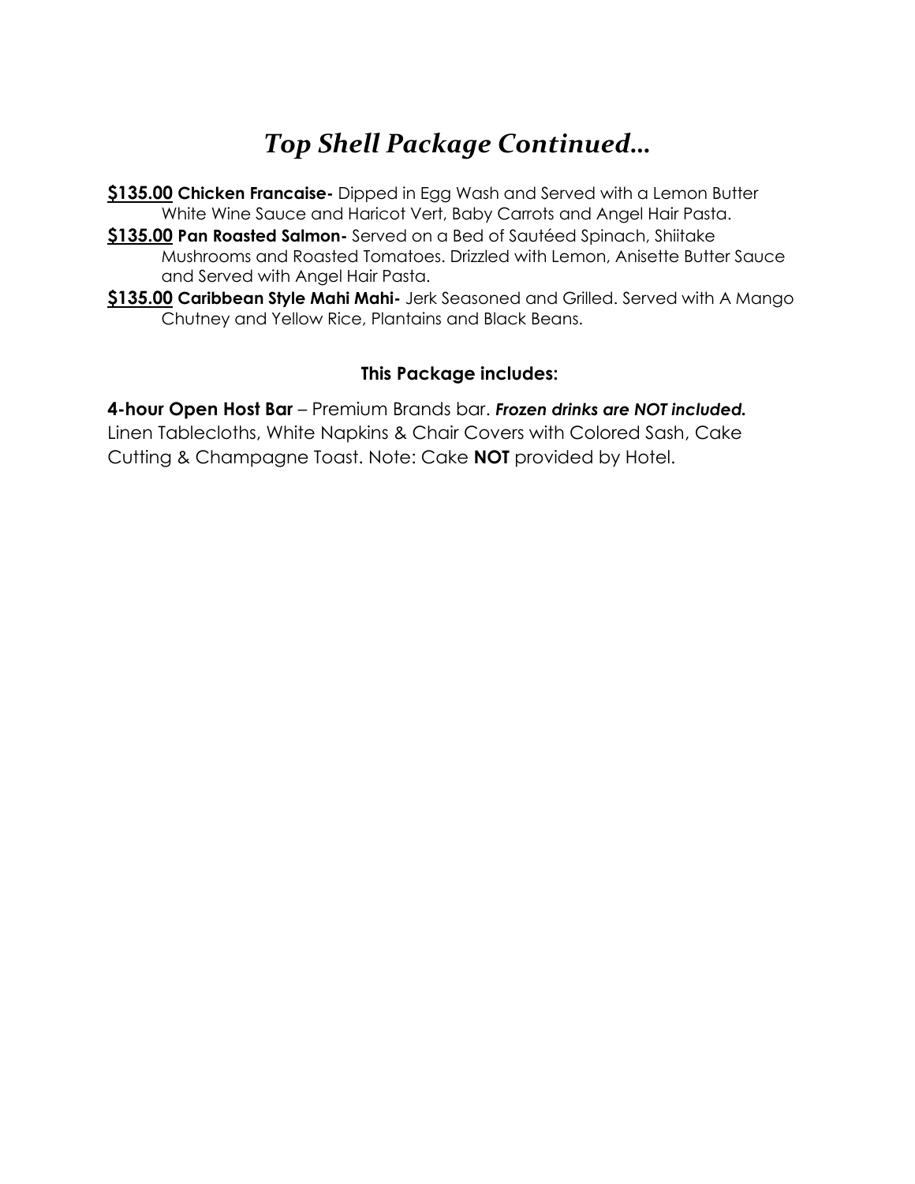# *Top Shell Package Continued…*

**$135.00** **Chicken Francaise-** Dipped in Egg Wash and Served with a Lemon Butter White Wine Sauce and Haricot Vert, Baby Carrots and Angel Hair Pasta.

**$135.00** **Pan Roasted Salmon-** Served on a Bed of Sautéed Spinach, Shiitake Mushrooms and Roasted Tomatoes. Drizzled with Lemon, Anisette Butter Sauce and Served with Angel Hair Pasta.

**$135.00** **Caribbean Style Mahi Mahi-** Jerk Seasoned and Grilled. Served with A Mango Chutney and Yellow Rice, Plantains and Black Beans.

**This Package includes:**

**4-hour Open Host Bar** – Premium Brands bar. ***Frozen drinks are NOT included.*** Linen Tablecloths, White Napkins & Chair Covers with Colored Sash, Cake Cutting & Champagne Toast. Note: Cake **NOT** provided by Hotel.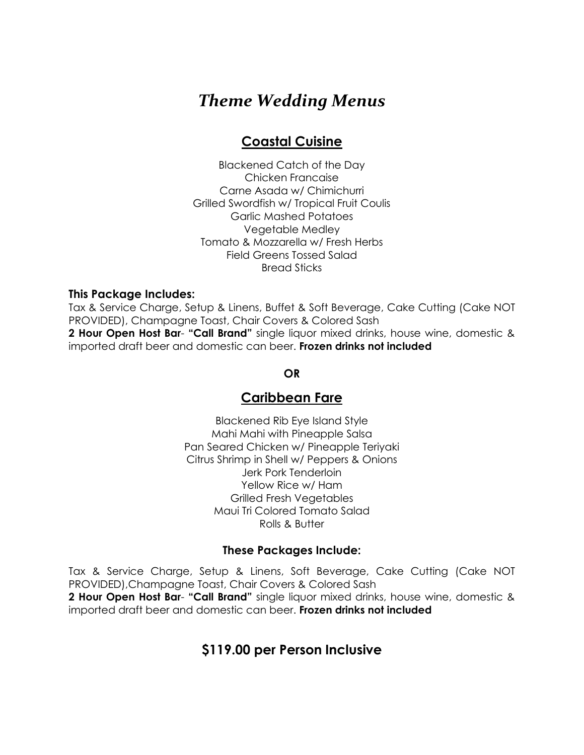# *Theme Wedding Menus*

## Coastal Cuisine

Blackened Catch of the Day
Chicken Francaise
Carne Asada w/ Chimichurri
Grilled Swordfish w/ Tropical Fruit Coulis
Garlic Mashed Potatoes
Vegetable Medley
Tomato & Mozzarella w/ Fresh Herbs
Field Greens Tossed Salad
Bread Sticks

**This Package Includes:**
Tax & Service Charge, Setup & Linens, Buffet & Soft Beverage, Cake Cutting (Cake NOT PROVIDED), Champagne Toast, Chair Covers & Colored Sash
**2 Hour Open Host Bar**- **"Call Brand"** single liquor mixed drinks, house wine, domestic & imported draft beer and domestic can beer. **Frozen drinks not included**

**OR**

## Caribbean Fare

Blackened Rib Eye Island Style
Mahi Mahi with Pineapple Salsa
Pan Seared Chicken w/ Pineapple Teriyaki
Citrus Shrimp in Shell w/ Peppers & Onions
Jerk Pork Tenderloin
Yellow Rice w/ Ham
Grilled Fresh Vegetables
Maui Tri Colored Tomato Salad
Rolls & Butter

**These Packages Include:**

Tax & Service Charge, Setup & Linens, Soft Beverage, Cake Cutting (Cake NOT PROVIDED),Champagne Toast, Chair Covers & Colored Sash
**2 Hour Open Host Bar**- **"Call Brand"** single liquor mixed drinks, house wine, domestic & imported draft beer and domestic can beer. **Frozen drinks not included**

## $119.00 per Person Inclusive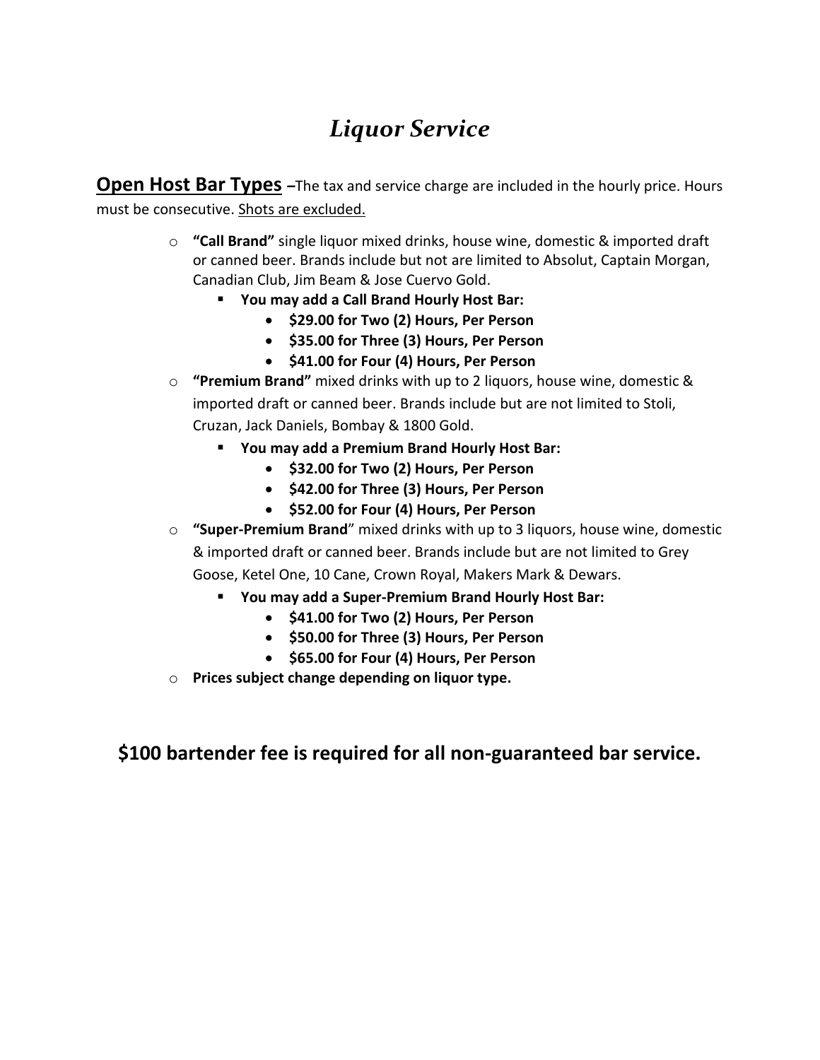# *Liquor Service*

**Open Host Bar Types** –The tax and service charge are included in the hourly price. Hours must be consecutive. <u>Shots are excluded.</u>

- **"Call Brand"** single liquor mixed drinks, house wine, domestic & imported draft or canned beer. Brands include but not are limited to Absolut, Captain Morgan, Canadian Club, Jim Beam & Jose Cuervo Gold.
  - **You may add a Call Brand Hourly Host Bar:**
    - **$29.00 for Two (2) Hours, Per Person**
    - **$35.00 for Three (3) Hours, Per Person**
    - **$41.00 for Four (4) Hours, Per Person**
- **"Premium Brand"** mixed drinks with up to 2 liquors, house wine, domestic & imported draft or canned beer. Brands include but are not limited to Stoli, Cruzan, Jack Daniels, Bombay & 1800 Gold.
  - **You may add a Premium Brand Hourly Host Bar:**
    - **$32.00 for Two (2) Hours, Per Person**
    - **$42.00 for Three (3) Hours, Per Person**
    - **$52.00 for Four (4) Hours, Per Person**
- **"Super-Premium Brand"** mixed drinks with up to 3 liquors, house wine, domestic & imported draft or canned beer. Brands include but are not limited to Grey Goose, Ketel One, 10 Cane, Crown Royal, Makers Mark & Dewars.
  - **You may add a Super-Premium Brand Hourly Host Bar:**
    - **$41.00 for Two (2) Hours, Per Person**
    - **$50.00 for Three (3) Hours, Per Person**
    - **$65.00 for Four (4) Hours, Per Person**
- **Prices subject change depending on liquor type.**

**$100 bartender fee is required for all non-guaranteed bar service.**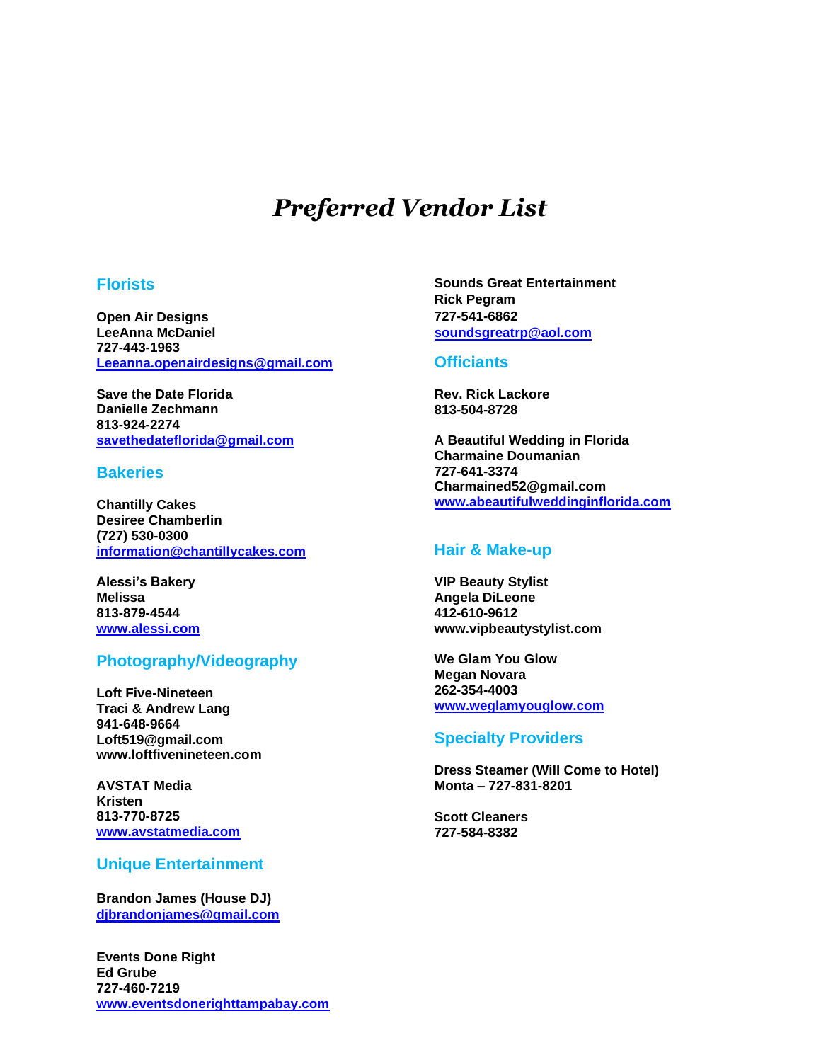# *Preferred Vendor List*

## Florists

**Open Air Designs**
**LeeAnna McDaniel**
**727-443-1963**
**Leeanna.openairdesigns@gmail.com**

**Save the Date Florida**
**Danielle Zechmann**
**813-924-2274**
**savethedateflorida@gmail.com**

## Bakeries

**Chantilly Cakes**
**Desiree Chamberlin**
**(727) 530-0300**
**information@chantillycakes.com**

**Alessi's Bakery**
**Melissa**
**813-879-4544**
**www.alessi.com**

## Photography/Videography

**Loft Five-Nineteen**
**Traci & Andrew Lang**
**941-648-9664**
**Loft519@gmail.com**
**www.loftfivenineteen.com**

**AVSTAT Media**
**Kristen**
**813-770-8725**
**www.avstatmedia.com**

## Unique Entertainment

**Brandon James (House DJ)**
**djbrandonjames@gmail.com**

**Events Done Right**
**Ed Grube**
**727-460-7219**
**www.eventsdonerighttampabay.com**

**Sounds Great Entertainment**
**Rick Pegram**
**727-541-6862**
**soundsgreatrp@aol.com**

## Officiants

**Rev. Rick Lackore**
**813-504-8728**

**A Beautiful Wedding in Florida**
**Charmaine Doumanian**
**727-641-3374**
**Charmained52@gmail.com**
**www.abeautifulweddinginflorida.com**

## Hair & Make-up

**VIP Beauty Stylist**
**Angela DiLeone**
**412-610-9612**
**www.vipbeautystylist.com**

**We Glam You Glow**
**Megan Novara**
**262-354-4003**
**www.weglamyouglow.com**

## Specialty Providers

**Dress Steamer (Will Come to Hotel)**
**Monta – 727-831-8201**

**Scott Cleaners**
**727-584-8382**